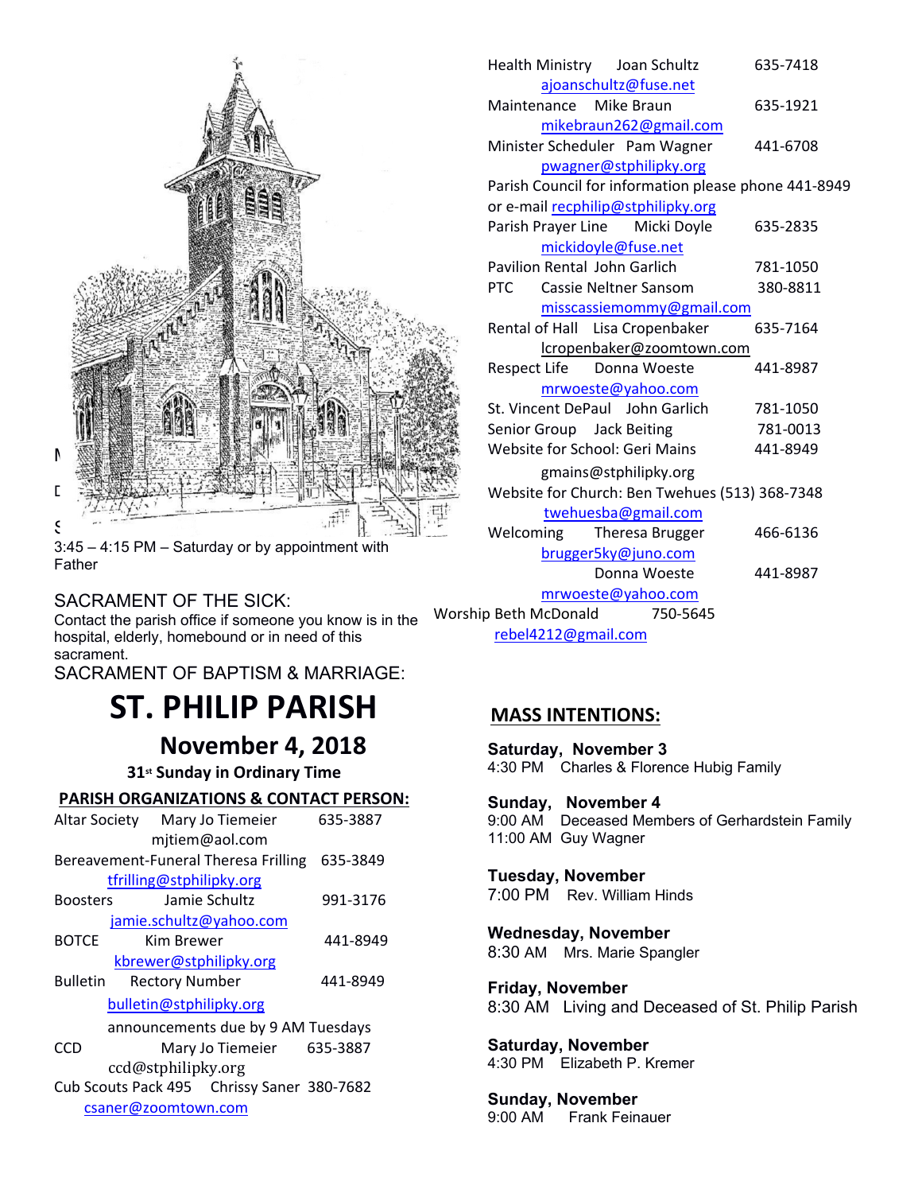3:45 – 4:15 PM – Saturday or by appointment with Father

SACRAMENT OF THE SICK:
Contact the parish office if someone you know is in the hospital, elderly, homebound or in need of this sacrament.

SACRAMENT OF BAPTISM & MARRIAGE:

# ST. PHILIP PARISH

## November 4, 2018

**31st Sunday in Ordinary Time**

**PARISH ORGANIZATIONS & CONTACT PERSON:**

Altar Society Mary Jo Tiemeier 635-3887
mjtiem@aol.com

Bereavement-Funeral Theresa Frilling 635-3849
tfrilling@stphilipky.org

Boosters Jamie Schultz 991-3176
jamie.schultz@yahoo.com

BOTCE Kim Brewer 441-8949
kbrewer@stphilipky.org

Bulletin Rectory Number 441-8949
bulletin@stphilipky.org
announcements due by 9 AM Tuesdays

CCD Mary Jo Tiemeier 635-3887
ccd@stphilipky.org

Cub Scouts Pack 495 Chrissy Saner 380-7682
csaner@zoomtown.com

Health Ministry Joan Schultz 635-7418
ajoanschultz@fuse.net

Maintenance Mike Braun 635-1921
mikebraun262@gmail.com

Minister Scheduler Pam Wagner 441-6708
pwagner@stphilipky.org

Parish Council for information please phone 441-8949 or e-mail recphilip@stphilipky.org

Parish Prayer Line Micki Doyle 635-2835
mickidoyle@fuse.net

Pavilion Rental John Garlich 781-1050

PTC Cassie Neltner Sansom 380-8811
misscassiemommy@gmail.com

Rental of Hall Lisa Cropenbaker 635-7164
lcropenbaker@zoomtown.com

Respect Life Donna Woeste 441-8987
mrwoeste@yahoo.com

St. Vincent DePaul John Garlich 781-1050

Senior Group Jack Beiting 781-0013

Website for School: Geri Mains 441-8949
gmains@stphilipky.org

Website for Church: Ben Twehues (513) 368-7348
twehuesba@gmail.com

Welcoming Theresa Brugger 466-6136
brugger5ky@juno.com
Donna Woeste 441-8987
mrwoeste@yahoo.com

Worship Beth McDonald 750-5645
rebel4212@gmail.com

**MASS INTENTIONS:**

**Saturday, November 3**
4:30 PM Charles & Florence Hubig Family

**Sunday, November 4**
9:00 AM Deceased Members of Gerhardstein Family
11:00 AM Guy Wagner

**Tuesday, November**
7:00 PM Rev. William Hinds

**Wednesday, November**
8:30 AM Mrs. Marie Spangler

**Friday, November**
8:30 AM Living and Deceased of St. Philip Parish

**Saturday, November**
4:30 PM Elizabeth P. Kremer

**Sunday, November**
9:00 AM Frank Feinauer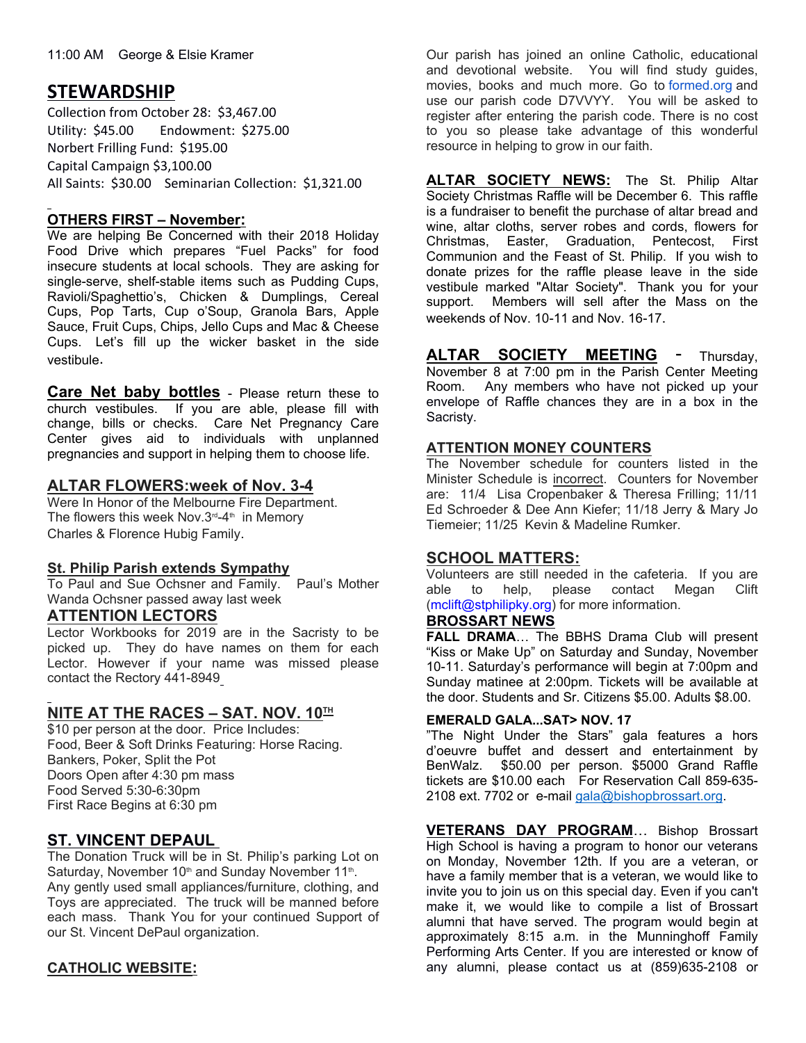11:00 AM George & Elsie Kramer

## STEWARDSHIP

Collection from October 28: $3,467.00
Utility: $45.00 Endowment: $275.00
Norbert Frilling Fund: $195.00
Capital Campaign $3,100.00
All Saints: $30.00 Seminarian Collection: $1,321.00

### OTHERS FIRST – November:

We are helping Be Concerned with their 2018 Holiday Food Drive which prepares "Fuel Packs" for food insecure students at local schools. They are asking for single-serve, shelf-stable items such as Pudding Cups, Ravioli/Spaghettio's, Chicken & Dumplings, Cereal Cups, Pop Tarts, Cup o'Soup, Granola Bars, Apple Sauce, Fruit Cups, Chips, Jello Cups and Mac & Cheese Cups. Let's fill up the wicker basket in the side vestibule.

**Care Net baby bottles** - Please return these to church vestibules. If you are able, please fill with change, bills or checks. Care Net Pregnancy Care Center gives aid to individuals with unplanned pregnancies and support in helping them to choose life.

### ALTAR FLOWERS:week of Nov. 3-4

Were In Honor of the Melbourne Fire Department.
The flowers this week Nov.3rd-4th in Memory Charles & Florence Hubig Family.

### St. Philip Parish extends Sympathy

To Paul and Sue Ochsner and Family. Paul's Mother Wanda Ochsner passed away last week

### ATTENTION LECTORS

Lector Workbooks for 2019 are in the Sacristy to be picked up. They do have names on them for each Lector. However if your name was missed please contact the Rectory 441-8949

### NITE AT THE RACES – SAT. NOV. 10TH

$10 per person at the door. Price Includes:
Food, Beer & Soft Drinks Featuring: Horse Racing.
Bankers, Poker, Split the Pot
Doors Open after 4:30 pm mass
Food Served 5:30-6:30pm
First Race Begins at 6:30 pm

### ST. VINCENT DEPAUL

The Donation Truck will be in St. Philip's parking Lot on Saturday, November 10th and Sunday November 11th.
Any gently used small appliances/furniture, clothing, and Toys are appreciated. The truck will be manned before each mass. Thank You for your continued Support of our St. Vincent DePaul organization.

### CATHOLIC WEBSITE:

Our parish has joined an online Catholic, educational and devotional website. You will find study guides, movies, books and much more. Go to formed.org and use our parish code D7VVYY. You will be asked to register after entering the parish code. There is no cost to you so please take advantage of this wonderful resource in helping to grow in our faith.

**ALTAR SOCIETY NEWS:** The St. Philip Altar Society Christmas Raffle will be December 6. This raffle is a fundraiser to benefit the purchase of altar bread and wine, altar cloths, server robes and cords, flowers for Christmas, Easter, Graduation, Pentecost, First Communion and the Feast of St. Philip. If you wish to donate prizes for the raffle please leave in the side vestibule marked "Altar Society". Thank you for your support. Members will sell after the Mass on the weekends of Nov. 10-11 and Nov. 16-17.

**ALTAR SOCIETY MEETING** - Thursday, November 8 at 7:00 pm in the Parish Center Meeting Room. Any members who have not picked up your envelope of Raffle chances they are in a box in the Sacristy.

### ATTENTION MONEY COUNTERS

The November schedule for counters listed in the Minister Schedule is incorrect. Counters for November are: 11/4 Lisa Cropenbaker & Theresa Frilling; 11/11 Ed Schroeder & Dee Ann Kiefer; 11/18 Jerry & Mary Jo Tiemeier; 11/25 Kevin & Madeline Rumker.

### SCHOOL MATTERS:

Volunteers are still needed in the cafeteria. If you are able to help, please contact Megan Clift (mclift@stphilipky.org) for more information.

### BROSSART NEWS

**FALL DRAMA**… The BBHS Drama Club will present "Kiss or Make Up" on Saturday and Sunday, November 10-11. Saturday's performance will begin at 7:00pm and Sunday matinee at 2:00pm. Tickets will be available at the door. Students and Sr. Citizens $5.00. Adults $8.00.

**EMERALD GALA...SAT> NOV. 17**

"The Night Under the Stars" gala features a hors d'oeuvre buffet and dessert and entertainment by BenWalz. $50.00 per person. $5000 Grand Raffle tickets are $10.00 each For Reservation Call 859-635-2108 ext. 7702 or e-mail gala@bishopbrossart.org.

**VETERANS DAY PROGRAM**… Bishop Brossart High School is having a program to honor our veterans on Monday, November 12th. If you are a veteran, or have a family member that is a veteran, we would like to invite you to join us on this special day. Even if you can't make it, we would like to compile a list of Brossart alumni that have served. The program would begin at approximately 8:15 a.m. in the Munninghoff Family Performing Arts Center. If you are interested or know of any alumni, please contact us at (859)635-2108 or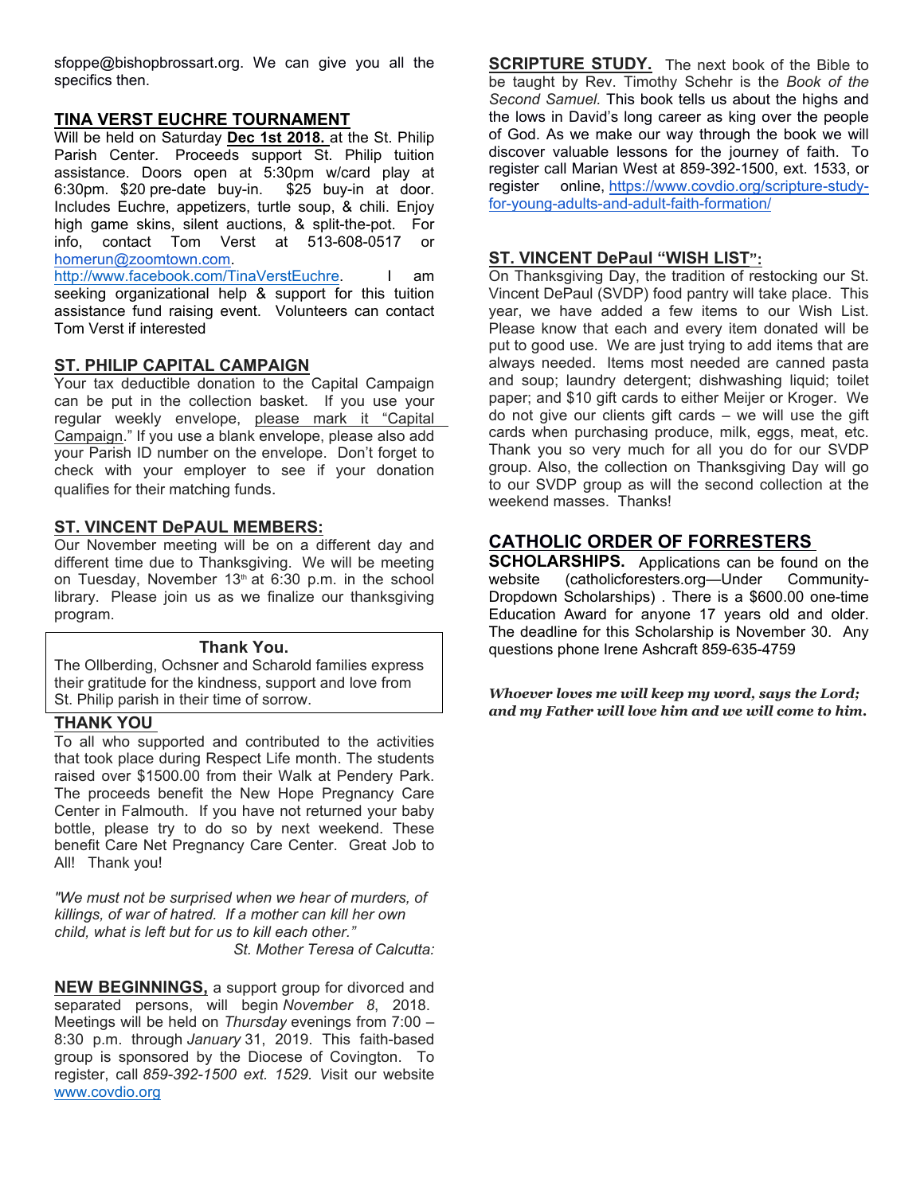sfoppe@bishopbrossart.org. We can give you all the specifics then.

## TINA VERST EUCHRE TOURNAMENT

Will be held on Saturday **Dec 1st 2018.** at the St. Philip Parish Center. Proceeds support St. Philip tuition assistance. Doors open at 5:30pm w/card play at 6:30pm. $20 pre-date buy-in. $25 buy-in at door. Includes Euchre, appetizers, turtle soup, & chili. Enjoy high game skins, silent auctions, & split-the-pot. For info, contact Tom Verst at 513-608-0517 or homerun@zoomtown.com. http://www.facebook.com/TinaVerstEuchre. I am seeking organizational help & support for this tuition assistance fund raising event. Volunteers can contact Tom Verst if interested

## ST. PHILIP CAPITAL CAMPAIGN

Your tax deductible donation to the Capital Campaign can be put in the collection basket. If you use your regular weekly envelope, please mark it "Capital Campaign." If you use a blank envelope, please also add your Parish ID number on the envelope. Don't forget to check with your employer to see if your donation qualifies for their matching funds.

## ST. VINCENT DePAUL MEMBERS:

Our November meeting will be on a different day and different time due to Thanksgiving. We will be meeting on Tuesday, November 13th at 6:30 p.m. in the school library. Please join us as we finalize our thanksgiving program.

**Thank You.**

The Ollberding, Ochsner and Scharold families express their gratitude for the kindness, support and love from St. Philip parish in their time of sorrow.

## THANK YOU

To all who supported and contributed to the activities that took place during Respect Life month. The students raised over $1500.00 from their Walk at Pendery Park. The proceeds benefit the New Hope Pregnancy Care Center in Falmouth. If you have not returned your baby bottle, please try to do so by next weekend. These benefit Care Net Pregnancy Care Center. Great Job to All! Thank you!

*"We must not be surprised when we hear of murders, of killings, of war of hatred. If a mother can kill her own child, what is left but for us to kill each other."*
*St. Mother Teresa of Calcutta:*

**NEW BEGINNINGS,** a support group for divorced and separated persons, will begin *November 8*, 2018. Meetings will be held on *Thursday* evenings from 7:00 – 8:30 p.m. through *January* 31, 2019. This faith-based group is sponsored by the Diocese of Covington. To register, call *859-392-1500 ext. 1529. V*isit our website www.covdio.org

**SCRIPTURE STUDY.** The next book of the Bible to be taught by Rev. Timothy Schehr is the *Book of the Second Samuel.* This book tells us about the highs and the lows in David's long career as king over the people of God. As we make our way through the book we will discover valuable lessons for the journey of faith. To register call Marian West at 859-392-1500, ext. 1533, or register online, https://www.covdio.org/scripture-study-for-young-adults-and-adult-faith-formation/

## ST. VINCENT DePaul "WISH LIST":

On Thanksgiving Day, the tradition of restocking our St. Vincent DePaul (SVDP) food pantry will take place. This year, we have added a few items to our Wish List. Please know that each and every item donated will be put to good use. We are just trying to add items that are always needed. Items most needed are canned pasta and soup; laundry detergent; dishwashing liquid; toilet paper; and $10 gift cards to either Meijer or Kroger. We do not give our clients gift cards – we will use the gift cards when purchasing produce, milk, eggs, meat, etc. Thank you so very much for all you do for our SVDP group. Also, the collection on Thanksgiving Day will go to our SVDP group as will the second collection at the weekend masses. Thanks!

## CATHOLIC ORDER OF FORRESTERS

**SCHOLARSHIPS.** Applications can be found on the website (catholicforesters.org—Under Community-Dropdown Scholarships) . There is a $600.00 one-time Education Award for anyone 17 years old and older. The deadline for this Scholarship is November 30. Any questions phone Irene Ashcraft 859-635-4759

***Whoever loves me will keep my word, says the Lord; and my Father will love him and we will come to him.***